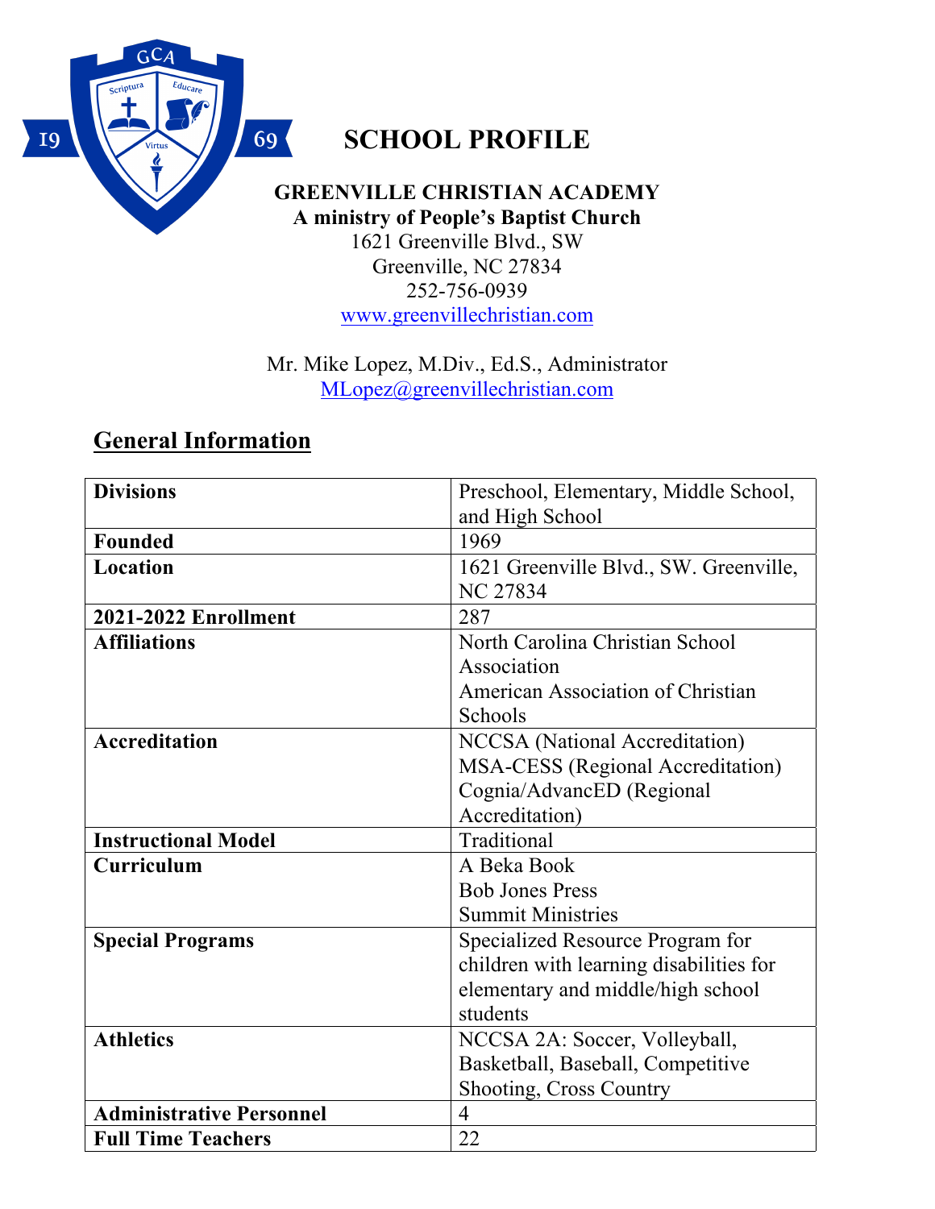# SCHOOL PROFILE

**GREENVILLE CHRISTIAN ACADEMY**
**A ministry of People's Baptist Church**
1621 Greenville Blvd., SW
Greenville, NC 27834
252-756-0939
www.greenvillechristian.com

Mr. Mike Lopez, M.Div., Ed.S., Administrator
MLopez@greenvillechristian.com

## General Information

| | |
|---|---|
| **Divisions** | Preschool, Elementary, Middle School, and High School |
| **Founded** | 1969 |
| **Location** | 1621 Greenville Blvd., SW. Greenville, NC 27834 |
| **2021-2022 Enrollment** | 287 |
| **Affiliations** | North Carolina Christian School Association<br>American Association of Christian Schools |
| **Accreditation** | NCCSA (National Accreditation)<br>MSA-CESS (Regional Accreditation)<br>Cognia/AdvancED (Regional Accreditation) |
| **Instructional Model** | Traditional |
| **Curriculum** | A Beka Book<br>Bob Jones Press<br>Summit Ministries |
| **Special Programs** | Specialized Resource Program for children with learning disabilities for elementary and middle/high school students |
| **Athletics** | NCCSA 2A: Soccer, Volleyball, Basketball, Baseball, Competitive Shooting, Cross Country |
| **Administrative Personnel** | 4 |
| **Full Time Teachers** | 22 |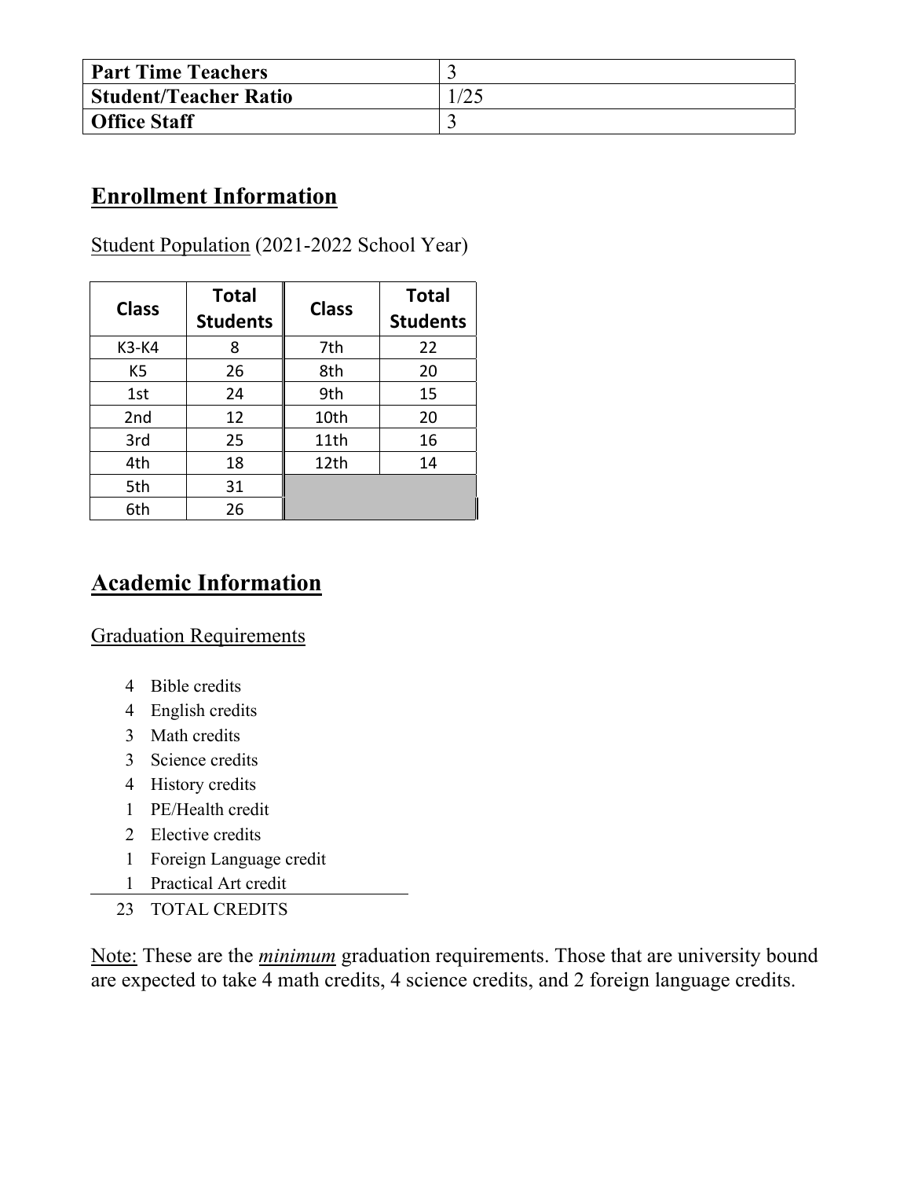| Part Time Teachers | 3 |
|---|---|
| Student/Teacher Ratio | 1/25 |
| Office Staff | 3 |

## Enrollment Information

Student Population (2021-2022 School Year)

| Class | Total Students | Class | Total Students |
|---|---|---|---|
| K3-K4 | 8 | 7th | 22 |
| K5 | 26 | 8th | 20 |
| 1st | 24 | 9th | 15 |
| 2nd | 12 | 10th | 20 |
| 3rd | 25 | 11th | 16 |
| 4th | 18 | 12th | 14 |
| 5th | 31 | | |
| 6th | 26 | | |

## Academic Information

Graduation Requirements

- 4 Bible credits
- 4 English credits
- 3 Math credits
- 3 Science credits
- 4 History credits
- 1 PE/Health credit
- 2 Elective credits
- 1 Foreign Language credit
- 1 Practical Art credit

23 TOTAL CREDITS

Note: These are the ***minimum*** graduation requirements. Those that are university bound are expected to take 4 math credits, 4 science credits, and 2 foreign language credits.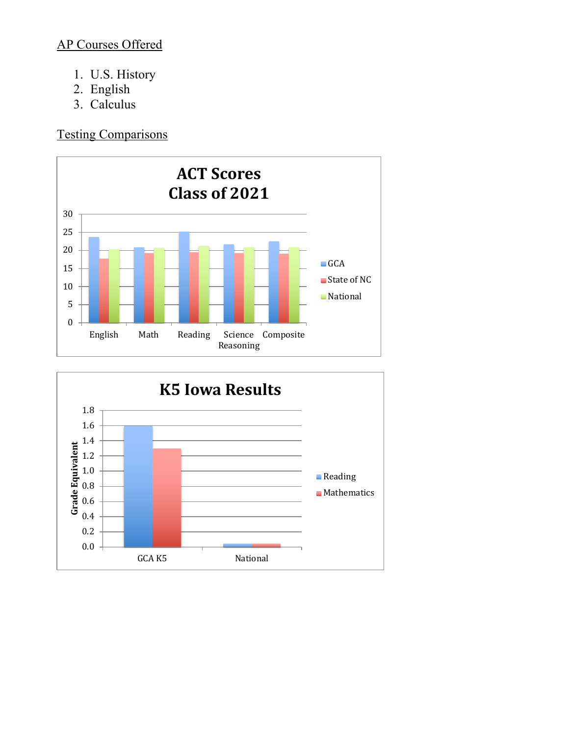AP Courses Offered

1. U.S. History
2. English
3. Calculus

Testing Comparisons

**ACT Scores**
**Class of 2021**

30
25
20
15
10
5
0

English | Math | Reading | Science Reasoning | Composite

GCA
State of NC
National

**K5 Iowa Results**

Grade Equivalent

1.8
1.6
1.4
1.2
1.0
0.8
0.6
0.4
0.2
0.0

GCA K5 | National

Reading
Mathematics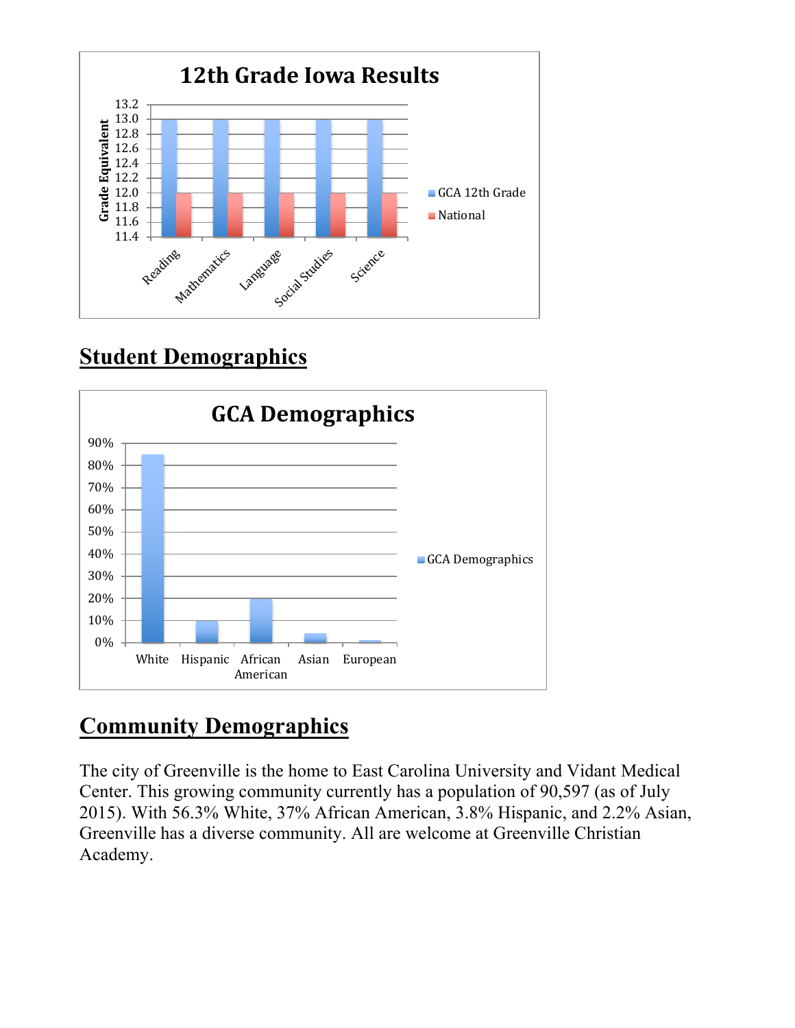12th Grade Iowa Results

Grade Equivalent

13.2
13.0
12.8
12.6
12.4
12.2
12.0
11.8
11.6
11.4

Reading
Mathematics
Language
Social Studies
Science

GCA 12th Grade
National

## Student Demographics

GCA Demographics

90%
80%
70%
60%
50%
40%
30%
20%
10%
0%

White
Hispanic
African American
Asian
European

GCA Demographics

## Community Demographics

The city of Greenville is the home to East Carolina University and Vidant Medical Center. This growing community currently has a population of 90,597 (as of July 2015). With 56.3% White, 37% African American, 3.8% Hispanic, and 2.2% Asian, Greenville has a diverse community. All are welcome at Greenville Christian Academy.